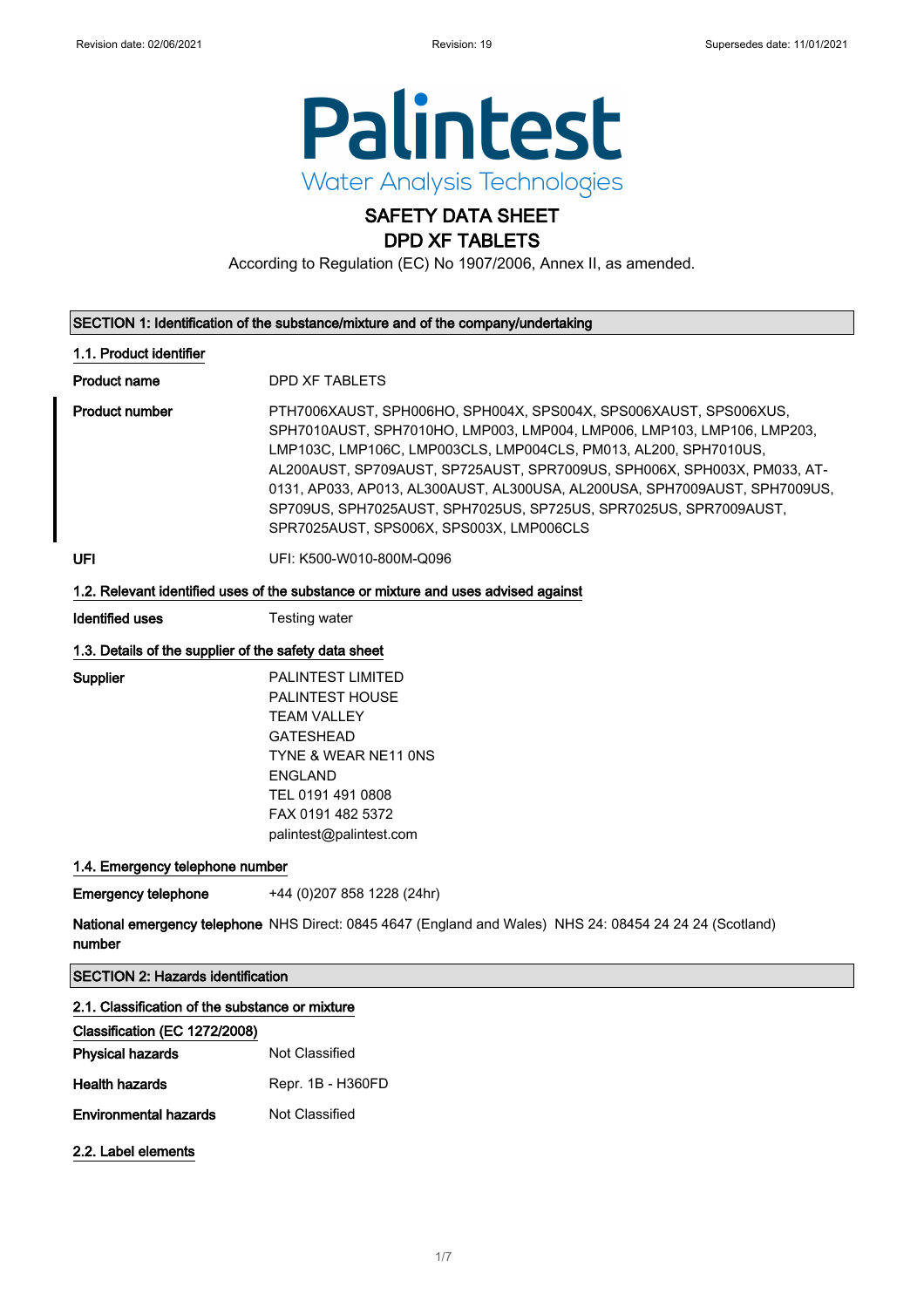Revision date: 02/06/2021 Revision: 19 Supersedes date: 11/01/2021

Palintest
Water Analysis Technologies

# SAFETY DATA SHEET
# DPD XF TABLETS

According to Regulation (EC) No 1907/2006, Annex II, as amended.

## SECTION 1: Identification of the substance/mixture and of the company/undertaking

### 1.1. Product identifier

**Product name** DPD XF TABLETS

**Product number** PTH7006XAUST, SPH006HO, SPH004X, SPS004X, SPS006XAUST, SPS006XUS, SPH7010AUST, SPH7010HO, LMP003, LMP004, LMP006, LMP103, LMP106, LMP203, LMP103C, LMP106C, LMP003CLS, LMP004CLS, PM013, AL200, SPH7010US, AL200AUST, SP709AUST, SP725AUST, SPR7009US, SPH006X, SPH003X, PM033, AT-0131, AP033, AP013, AL300AUST, AL300USA, AL200USA, SPH7009AUST, SPH7009US, SP709US, SPH7025AUST, SPH7025US, SP725US, SPR7025US, SPR7009AUST, SPR7025AUST, SPS006X, SPS003X, LMP006CLS

**UFI** UFI: K500-W010-800M-Q096

### 1.2. Relevant identified uses of the substance or mixture and uses advised against

**Identified uses** Testing water

### 1.3. Details of the supplier of the safety data sheet

**Supplier**
PALINTEST LIMITED
PALINTEST HOUSE
TEAM VALLEY
GATESHEAD
TYNE & WEAR NE11 0NS
ENGLAND
TEL 0191 491 0808
FAX 0191 482 5372
palintest@palintest.com

### 1.4. Emergency telephone number

**Emergency telephone** +44 (0)207 858 1228 (24hr)

**National emergency telephone number** NHS Direct: 0845 4647 (England and Wales) NHS 24: 08454 24 24 24 (Scotland)

## SECTION 2: Hazards identification

### 2.1. Classification of the substance or mixture

**Classification (EC 1272/2008)**

**Physical hazards** Not Classified

**Health hazards** Repr. 1B - H360FD

**Environmental hazards** Not Classified

### 2.2. Label elements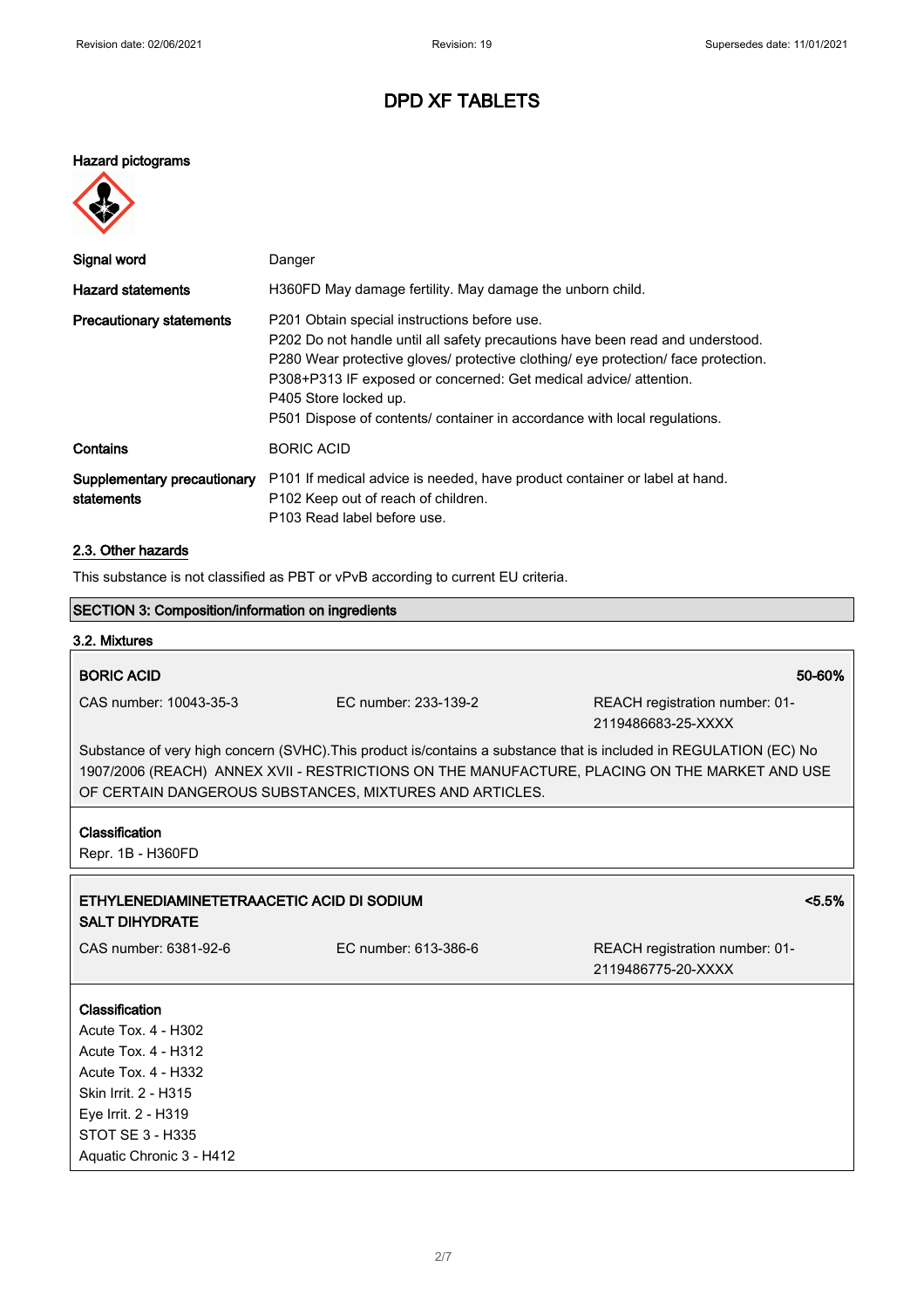# DPD XF TABLETS

**Hazard pictograms**

| | |
|---|---|
| **Signal word** | Danger |
| **Hazard statements** | H360FD May damage fertility. May damage the unborn child. |
| **Precautionary statements** | P201 Obtain special instructions before use.<br>P202 Do not handle until all safety precautions have been read and understood.<br>P280 Wear protective gloves/ protective clothing/ eye protection/ face protection.<br>P308+P313 IF exposed or concerned: Get medical advice/ attention.<br>P405 Store locked up.<br>P501 Dispose of contents/ container in accordance with local regulations. |
| **Contains** | BORIC ACID |
| **Supplementary precautionary statements** | P101 If medical advice is needed, have product container or label at hand.<br>P102 Keep out of reach of children.<br>P103 Read label before use. |

## 2.3. Other hazards

This substance is not classified as PBT or vPvB according to current EU criteria.

## SECTION 3: Composition/information on ingredients

### 3.2. Mixtures

**BORIC ACID** — **50-60%**

| | | |
|---|---|---|
| CAS number: 10043-35-3 | EC number: 233-139-2 | REACH registration number: 01-2119486683-25-XXXX |

Substance of very high concern (SVHC).This product is/contains a substance that is included in REGULATION (EC) No 1907/2006 (REACH) ANNEX XVII - RESTRICTIONS ON THE MANUFACTURE, PLACING ON THE MARKET AND USE OF CERTAIN DANGEROUS SUBSTANCES, MIXTURES AND ARTICLES.

**Classification**

Repr. 1B - H360FD

**ETHYLENEDIAMINETETRAACETIC ACID DI SODIUM SALT DIHYDRATE** — **<5.5%**

| | | |
|---|---|---|
| CAS number: 6381-92-6 | EC number: 613-386-6 | REACH registration number: 01-2119486775-20-XXXX |

**Classification**

Acute Tox. 4 - H302
Acute Tox. 4 - H312
Acute Tox. 4 - H332
Skin Irrit. 2 - H315
Eye Irrit. 2 - H319
STOT SE 3 - H335
Aquatic Chronic 3 - H412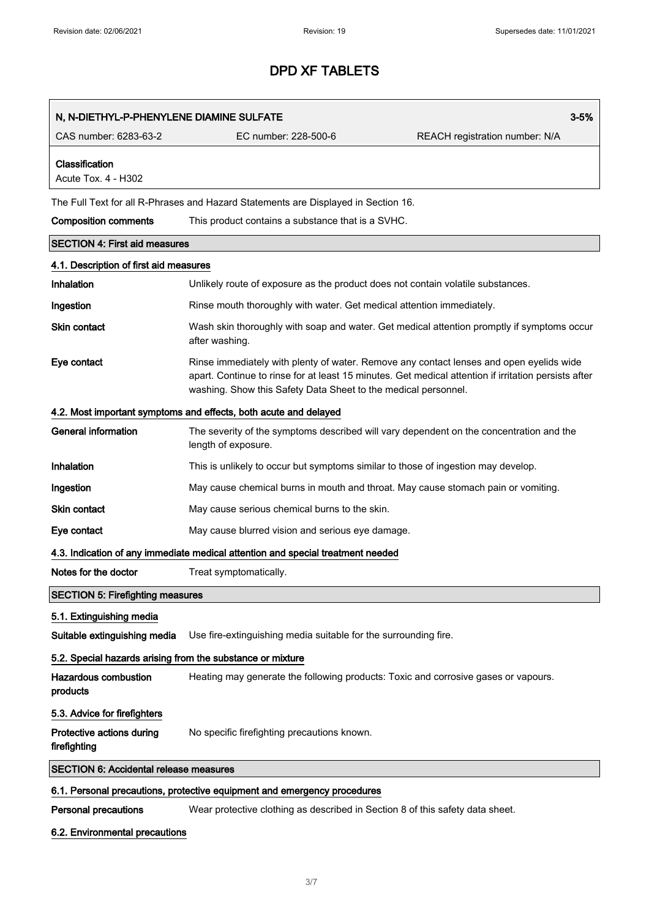| N, N-DIETHYL-P-PHENYLENE DIAMINE SULFATE | | 3-5% |
|---|---|---|
| CAS number: 6283-63-2 | EC number: 228-500-6 | REACH registration number: N/A |
| **Classification**<br>Acute Tox. 4 - H302 | | |

The Full Text for all R-Phrases and Hazard Statements are Displayed in Section 16.

**Composition comments** This product contains a substance that is a SVHC.

## SECTION 4: First aid measures

### 4.1. Description of first aid measures

**Inhalation** Unlikely route of exposure as the product does not contain volatile substances.

**Ingestion** Rinse mouth thoroughly with water. Get medical attention immediately.

**Skin contact** Wash skin thoroughly with soap and water. Get medical attention promptly if symptoms occur after washing.

**Eye contact** Rinse immediately with plenty of water. Remove any contact lenses and open eyelids wide apart. Continue to rinse for at least 15 minutes. Get medical attention if irritation persists after washing. Show this Safety Data Sheet to the medical personnel.

### 4.2. Most important symptoms and effects, both acute and delayed

**General information** The severity of the symptoms described will vary dependent on the concentration and the length of exposure.

**Inhalation** This is unlikely to occur but symptoms similar to those of ingestion may develop.

**Ingestion** May cause chemical burns in mouth and throat. May cause stomach pain or vomiting.

**Skin contact** May cause serious chemical burns to the skin.

**Eye contact** May cause blurred vision and serious eye damage.

### 4.3. Indication of any immediate medical attention and special treatment needed

**Notes for the doctor** Treat symptomatically.

## SECTION 5: Firefighting measures

### 5.1. Extinguishing media

**Suitable extinguishing media** Use fire-extinguishing media suitable for the surrounding fire.

### 5.2. Special hazards arising from the substance or mixture

**Hazardous combustion products** Heating may generate the following products: Toxic and corrosive gases or vapours.

### 5.3. Advice for firefighters

**Protective actions during firefighting** No specific firefighting precautions known.

## SECTION 6: Accidental release measures

### 6.1. Personal precautions, protective equipment and emergency procedures

**Personal precautions** Wear protective clothing as described in Section 8 of this safety data sheet.

### 6.2. Environmental precautions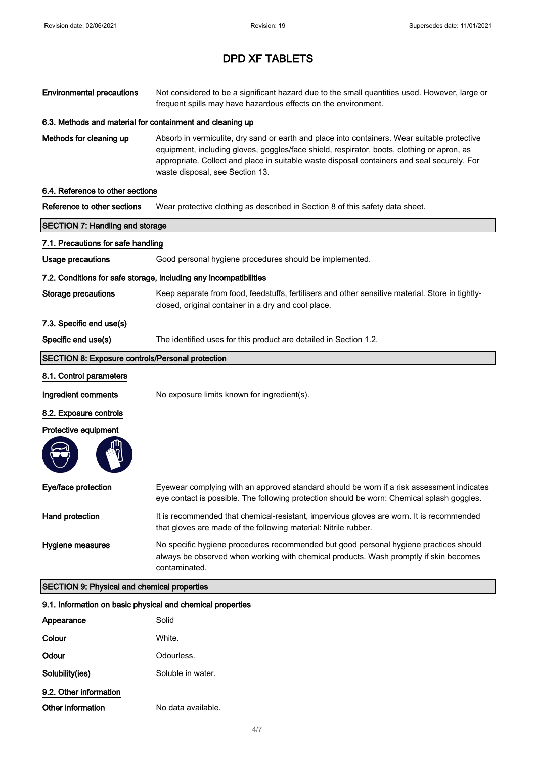# DPD XF TABLETS

**Environmental precautions** Not considered to be a significant hazard due to the small quantities used. However, large or frequent spills may have hazardous effects on the environment.

### 6.3. Methods and material for containment and cleaning up

**Methods for cleaning up** Absorb in vermiculite, dry sand or earth and place into containers. Wear suitable protective equipment, including gloves, goggles/face shield, respirator, boots, clothing or apron, as appropriate. Collect and place in suitable waste disposal containers and seal securely. For waste disposal, see Section 13.

### 6.4. Reference to other sections

**Reference to other sections** Wear protective clothing as described in Section 8 of this safety data sheet.

## SECTION 7: Handling and storage

### 7.1. Precautions for safe handling

**Usage precautions** Good personal hygiene procedures should be implemented.

### 7.2. Conditions for safe storage, including any incompatibilities

**Storage precautions** Keep separate from food, feedstuffs, fertilisers and other sensitive material. Store in tightly-closed, original container in a dry and cool place.

### 7.3. Specific end use(s)

**Specific end use(s)** The identified uses for this product are detailed in Section 1.2.

## SECTION 8: Exposure controls/Personal protection

### 8.1. Control parameters

**Ingredient comments** No exposure limits known for ingredient(s).

### 8.2. Exposure controls

**Protective equipment**

**Eye/face protection** Eyewear complying with an approved standard should be worn if a risk assessment indicates eye contact is possible. The following protection should be worn: Chemical splash goggles.

**Hand protection** It is recommended that chemical-resistant, impervious gloves are worn. It is recommended that gloves are made of the following material: Nitrile rubber.

**Hygiene measures** No specific hygiene procedures recommended but good personal hygiene practices should always be observed when working with chemical products. Wash promptly if skin becomes contaminated.

## SECTION 9: Physical and chemical properties

### 9.1. Information on basic physical and chemical properties

**Appearance** Solid

**Colour** White.

**Odour** Odourless.

**Solubility(ies)** Soluble in water.

### 9.2. Other information

**Other information** No data available.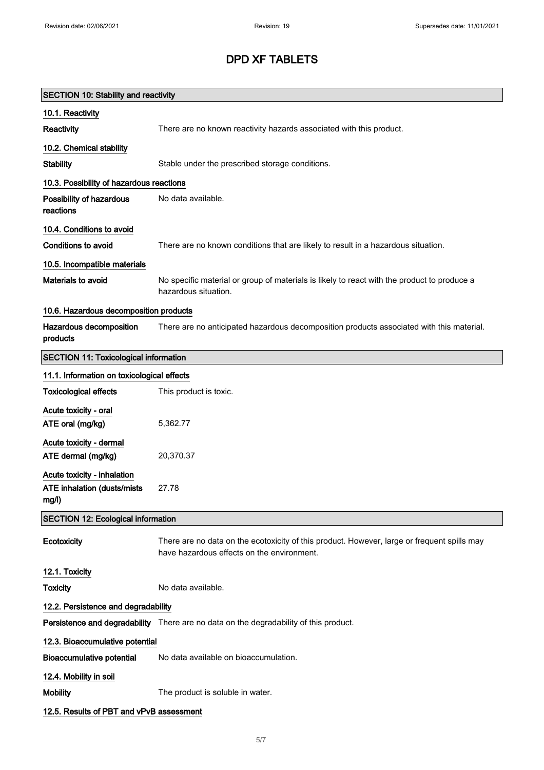# DPD XF TABLETS

## SECTION 10: Stability and reactivity

### 10.1. Reactivity

**Reactivity** There are no known reactivity hazards associated with this product.

### 10.2. Chemical stability

**Stability** Stable under the prescribed storage conditions.

### 10.3. Possibility of hazardous reactions

**Possibility of hazardous reactions** No data available.

### 10.4. Conditions to avoid

**Conditions to avoid** There are no known conditions that are likely to result in a hazardous situation.

### 10.5. Incompatible materials

**Materials to avoid** No specific material or group of materials is likely to react with the product to produce a hazardous situation.

### 10.6. Hazardous decomposition products

**Hazardous decomposition products** There are no anticipated hazardous decomposition products associated with this material.

## SECTION 11: Toxicological information

### 11.1. Information on toxicological effects

**Toxicological effects** This product is toxic.

Acute toxicity - oral

**ATE oral (mg/kg)** 5,362.77

Acute toxicity - dermal

**ATE dermal (mg/kg)** 20,370.37

Acute toxicity - inhalation

**ATE inhalation (dusts/mists mg/l)** 27.78

## SECTION 12: Ecological information

**Ecotoxicity** There are no data on the ecotoxicity of this product. However, large or frequent spills may have hazardous effects on the environment.

### 12.1. Toxicity

**Toxicity** No data available.

### 12.2. Persistence and degradability

**Persistence and degradability** There are no data on the degradability of this product.

### 12.3. Bioaccumulative potential

**Bioaccumulative potential** No data available on bioaccumulation.

### 12.4. Mobility in soil

**Mobility** The product is soluble in water.

### 12.5. Results of PBT and vPvB assessment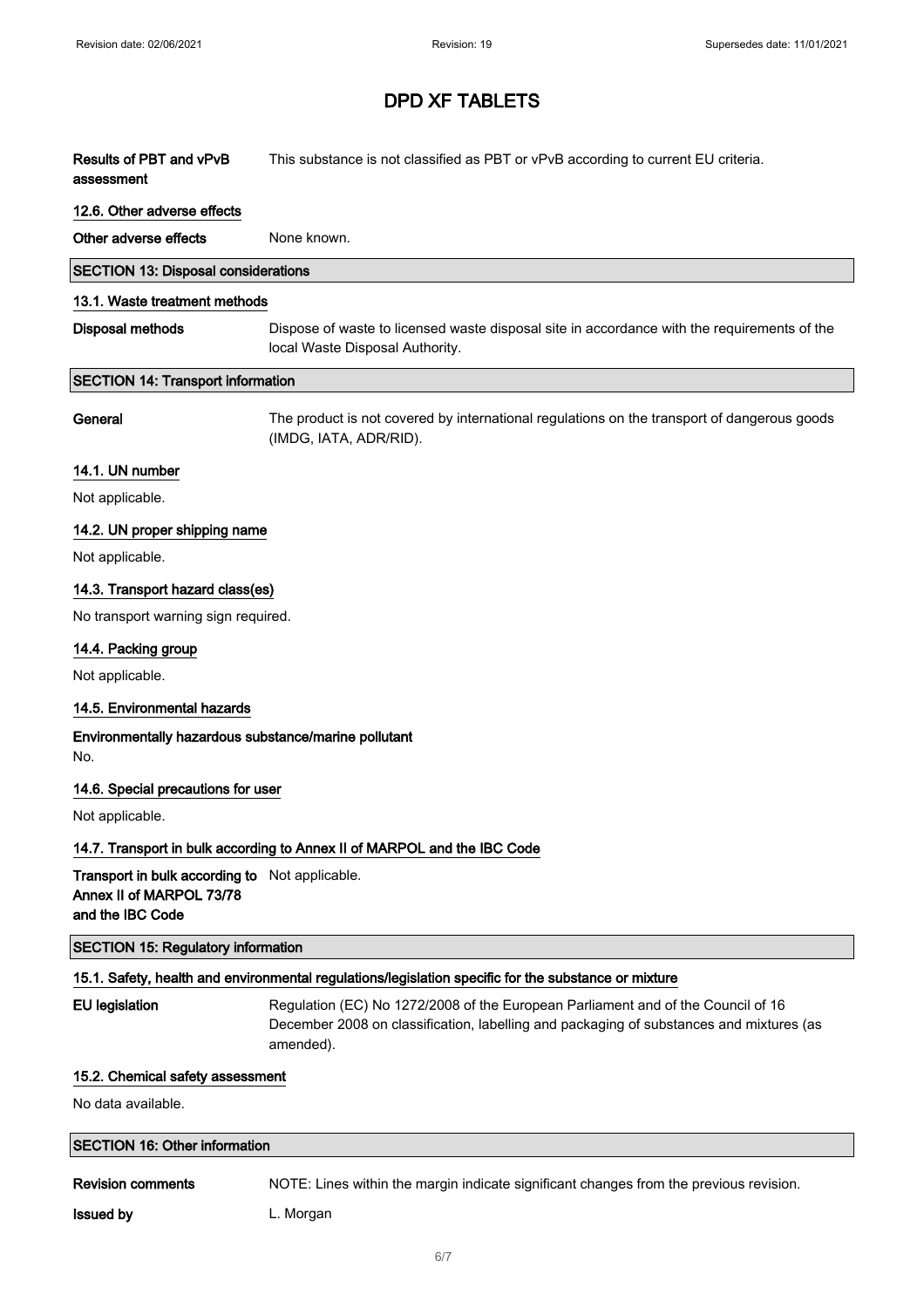| | |
|---|---|
| **Results of PBT and vPvB assessment** | This substance is not classified as PBT or vPvB according to current EU criteria. |

### 12.6. Other adverse effects

| | |
|---|---|
| **Other adverse effects** | None known. |

## SECTION 13: Disposal considerations

### 13.1. Waste treatment methods

| | |
|---|---|
| **Disposal methods** | Dispose of waste to licensed waste disposal site in accordance with the requirements of the local Waste Disposal Authority. |

## SECTION 14: Transport information

| | |
|---|---|
| **General** | The product is not covered by international regulations on the transport of dangerous goods (IMDG, IATA, ADR/RID). |

### 14.1. UN number

Not applicable.

### 14.2. UN proper shipping name

Not applicable.

### 14.3. Transport hazard class(es)

No transport warning sign required.

### 14.4. Packing group

Not applicable.

### 14.5. Environmental hazards

**Environmentally hazardous substance/marine pollutant**

No.

### 14.6. Special precautions for user

Not applicable.

### 14.7. Transport in bulk according to Annex II of MARPOL and the IBC Code

| | |
|---|---|
| **Transport in bulk according to Annex II of MARPOL 73/78 and the IBC Code** | Not applicable. |

## SECTION 15: Regulatory information

### 15.1. Safety, health and environmental regulations/legislation specific for the substance or mixture

| | |
|---|---|
| **EU legislation** | Regulation (EC) No 1272/2008 of the European Parliament and of the Council of 16 December 2008 on classification, labelling and packaging of substances and mixtures (as amended). |

### 15.2. Chemical safety assessment

No data available.

## SECTION 16: Other information

| | |
|---|---|
| **Revision comments** | NOTE: Lines within the margin indicate significant changes from the previous revision. |
| **Issued by** | L. Morgan |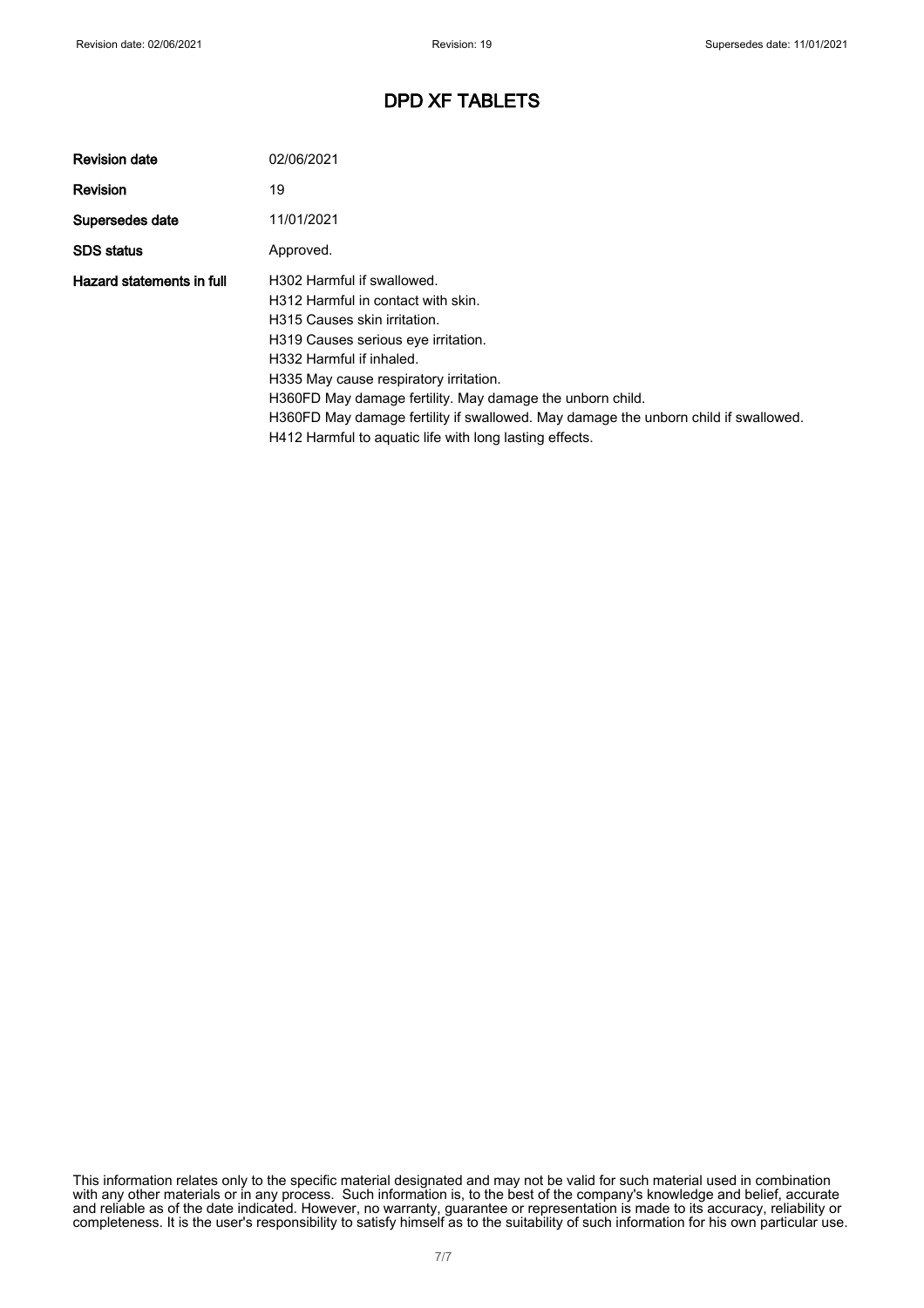# DPD XF TABLETS

| | |
|---|---|
| **Revision date** | 02/06/2021 |
| **Revision** | 19 |
| **Supersedes date** | 11/01/2021 |
| **SDS status** | Approved. |
| **Hazard statements in full** | H302 Harmful if swallowed.<br>H312 Harmful in contact with skin.<br>H315 Causes skin irritation.<br>H319 Causes serious eye irritation.<br>H332 Harmful if inhaled.<br>H335 May cause respiratory irritation.<br>H360FD May damage fertility. May damage the unborn child.<br>H360FD May damage fertility if swallowed. May damage the unborn child if swallowed.<br>H412 Harmful to aquatic life with long lasting effects. |

This information relates only to the specific material designated and may not be valid for such material used in combination with any other materials or in any process. Such information is, to the best of the company's knowledge and belief, accurate and reliable as of the date indicated. However, no warranty, guarantee or representation is made to its accuracy, reliability or completeness. It is the user's responsibility to satisfy himself as to the suitability of such information for his own particular use.